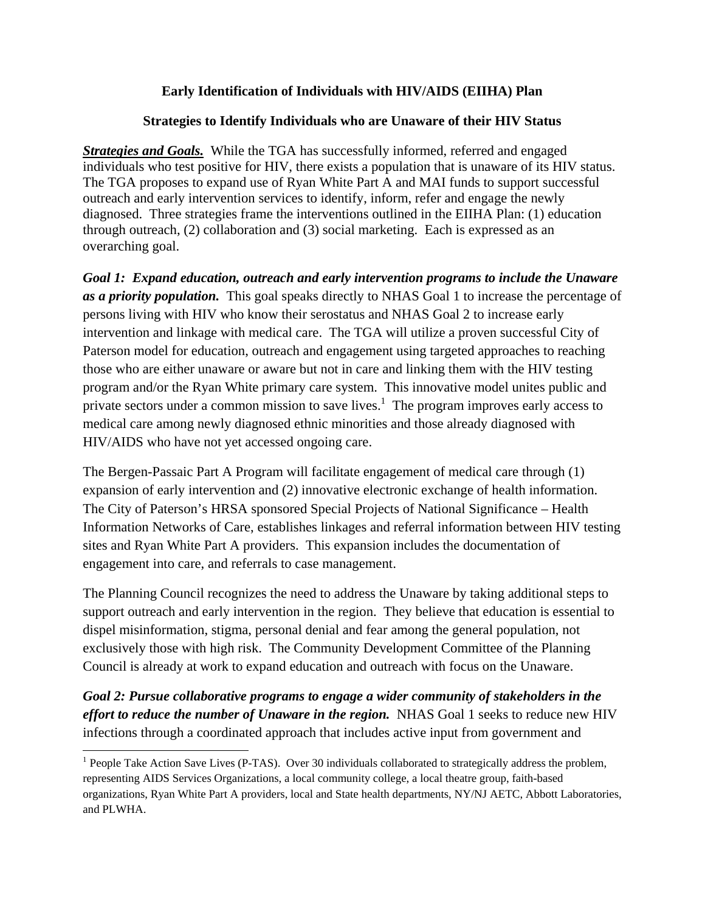# Early Identification of Individuals with HIV/AIDS (EIIHA) Plan

## Strategies to Identify Individuals who are Unaware of their HIV Status

***Strategies and Goals.*** While the TGA has successfully informed, referred and engaged individuals who test positive for HIV, there exists a population that is unaware of its HIV status. The TGA proposes to expand use of Ryan White Part A and MAI funds to support successful outreach and early intervention services to identify, inform, refer and engage the newly diagnosed. Three strategies frame the interventions outlined in the EIIHA Plan: (1) education through outreach, (2) collaboration and (3) social marketing. Each is expressed as an overarching goal.

***Goal 1: Expand education, outreach and early intervention programs to include the Unaware as a priority population.*** This goal speaks directly to NHAS Goal 1 to increase the percentage of persons living with HIV who know their serostatus and NHAS Goal 2 to increase early intervention and linkage with medical care. The TGA will utilize a proven successful City of Paterson model for education, outreach and engagement using targeted approaches to reaching those who are either unaware or aware but not in care and linking them with the HIV testing program and/or the Ryan White primary care system. This innovative model unites public and private sectors under a common mission to save lives.[1] The program improves early access to medical care among newly diagnosed ethnic minorities and those already diagnosed with HIV/AIDS who have not yet accessed ongoing care.

The Bergen-Passaic Part A Program will facilitate engagement of medical care through (1) expansion of early intervention and (2) innovative electronic exchange of health information. The City of Paterson's HRSA sponsored Special Projects of National Significance – Health Information Networks of Care, establishes linkages and referral information between HIV testing sites and Ryan White Part A providers. This expansion includes the documentation of engagement into care, and referrals to case management.

The Planning Council recognizes the need to address the Unaware by taking additional steps to support outreach and early intervention in the region. They believe that education is essential to dispel misinformation, stigma, personal denial and fear among the general population, not exclusively those with high risk. The Community Development Committee of the Planning Council is already at work to expand education and outreach with focus on the Unaware.

***Goal 2: Pursue collaborative programs to engage a wider community of stakeholders in the effort to reduce the number of Unaware in the region.*** NHAS Goal 1 seeks to reduce new HIV infections through a coordinated approach that includes active input from government and

---

[1] People Take Action Save Lives (P-TAS). Over 30 individuals collaborated to strategically address the problem, representing AIDS Services Organizations, a local community college, a local theatre group, faith-based organizations, Ryan White Part A providers, local and State health departments, NY/NJ AETC, Abbott Laboratories, and PLWHA.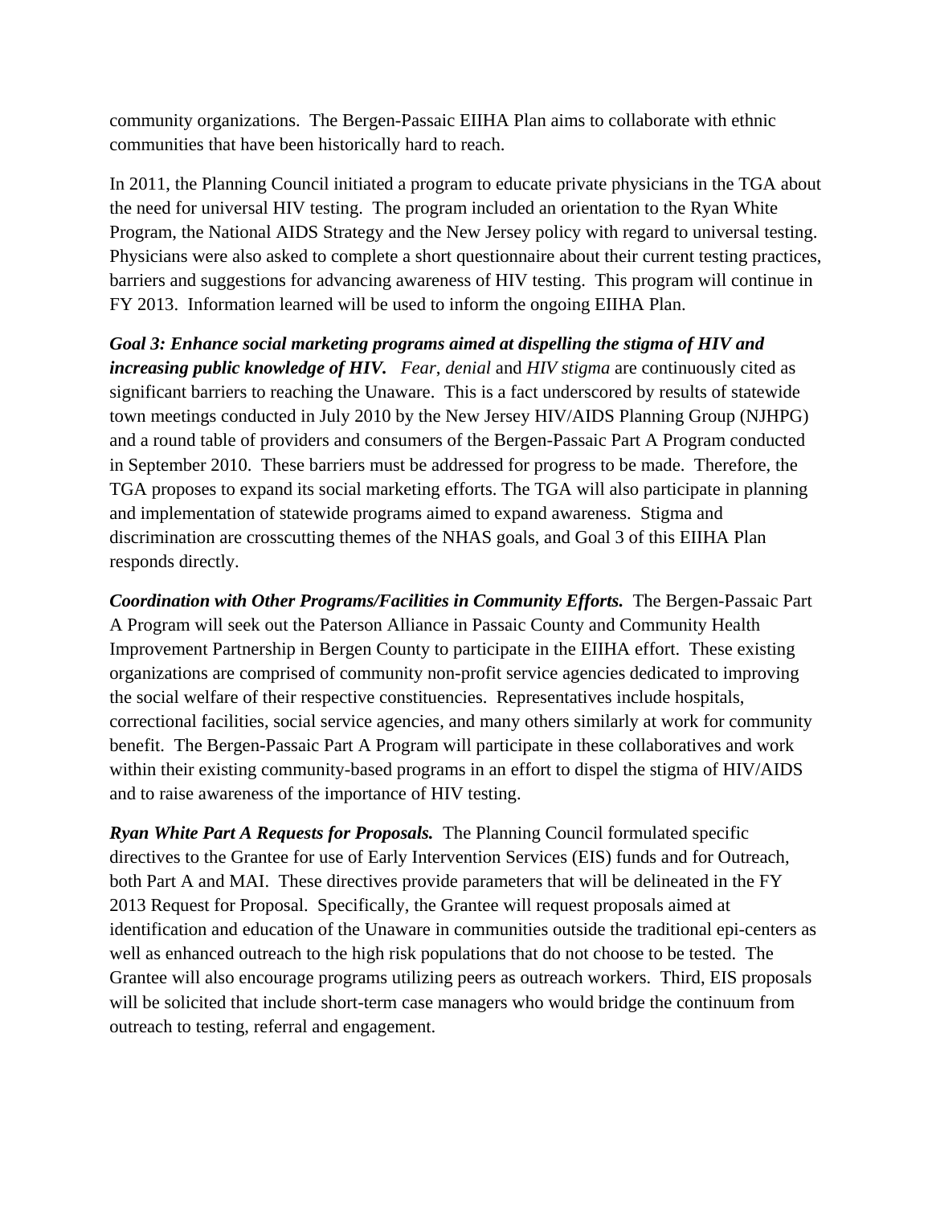community organizations. The Bergen-Passaic EIIHA Plan aims to collaborate with ethnic communities that have been historically hard to reach.

In 2011, the Planning Council initiated a program to educate private physicians in the TGA about the need for universal HIV testing. The program included an orientation to the Ryan White Program, the National AIDS Strategy and the New Jersey policy with regard to universal testing. Physicians were also asked to complete a short questionnaire about their current testing practices, barriers and suggestions for advancing awareness of HIV testing. This program will continue in FY 2013. Information learned will be used to inform the ongoing EIIHA Plan.

***Goal 3: Enhance social marketing programs aimed at dispelling the stigma of HIV and increasing public knowledge of HIV.*** *Fear*, *denial* and *HIV stigma* are continuously cited as significant barriers to reaching the Unaware. This is a fact underscored by results of statewide town meetings conducted in July 2010 by the New Jersey HIV/AIDS Planning Group (NJHPG) and a round table of providers and consumers of the Bergen-Passaic Part A Program conducted in September 2010. These barriers must be addressed for progress to be made. Therefore, the TGA proposes to expand its social marketing efforts. The TGA will also participate in planning and implementation of statewide programs aimed to expand awareness. Stigma and discrimination are crosscutting themes of the NHAS goals, and Goal 3 of this EIIHA Plan responds directly.

***Coordination with Other Programs/Facilities in Community Efforts.*** The Bergen-Passaic Part A Program will seek out the Paterson Alliance in Passaic County and Community Health Improvement Partnership in Bergen County to participate in the EIIHA effort. These existing organizations are comprised of community non-profit service agencies dedicated to improving the social welfare of their respective constituencies. Representatives include hospitals, correctional facilities, social service agencies, and many others similarly at work for community benefit. The Bergen-Passaic Part A Program will participate in these collaboratives and work within their existing community-based programs in an effort to dispel the stigma of HIV/AIDS and to raise awareness of the importance of HIV testing.

***Ryan White Part A Requests for Proposals.*** The Planning Council formulated specific directives to the Grantee for use of Early Intervention Services (EIS) funds and for Outreach, both Part A and MAI. These directives provide parameters that will be delineated in the FY 2013 Request for Proposal. Specifically, the Grantee will request proposals aimed at identification and education of the Unaware in communities outside the traditional epi-centers as well as enhanced outreach to the high risk populations that do not choose to be tested. The Grantee will also encourage programs utilizing peers as outreach workers. Third, EIS proposals will be solicited that include short-term case managers who would bridge the continuum from outreach to testing, referral and engagement.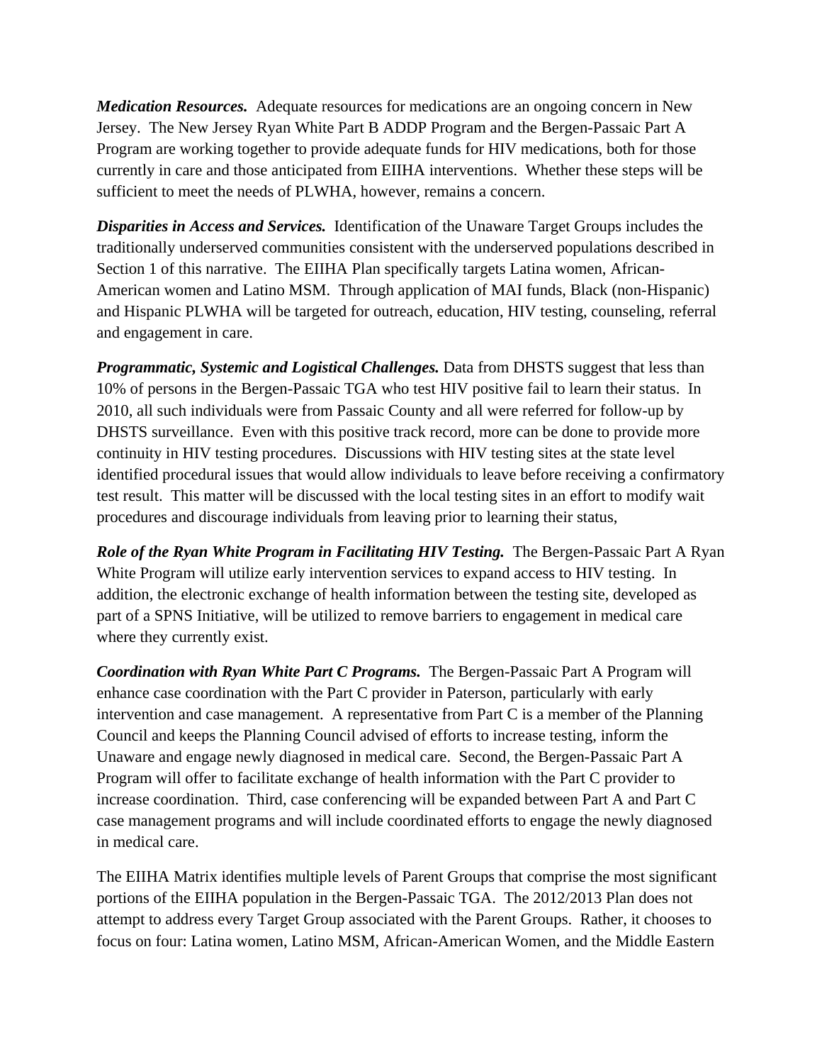***Medication Resources.*** Adequate resources for medications are an ongoing concern in New Jersey. The New Jersey Ryan White Part B ADDP Program and the Bergen-Passaic Part A Program are working together to provide adequate funds for HIV medications, both for those currently in care and those anticipated from EIIHA interventions. Whether these steps will be sufficient to meet the needs of PLWHA, however, remains a concern.

***Disparities in Access and Services.*** Identification of the Unaware Target Groups includes the traditionally underserved communities consistent with the underserved populations described in Section 1 of this narrative. The EIIHA Plan specifically targets Latina women, African-American women and Latino MSM. Through application of MAI funds, Black (non-Hispanic) and Hispanic PLWHA will be targeted for outreach, education, HIV testing, counseling, referral and engagement in care.

***Programmatic, Systemic and Logistical Challenges.*** Data from DHSTS suggest that less than 10% of persons in the Bergen-Passaic TGA who test HIV positive fail to learn their status. In 2010, all such individuals were from Passaic County and all were referred for follow-up by DHSTS surveillance. Even with this positive track record, more can be done to provide more continuity in HIV testing procedures. Discussions with HIV testing sites at the state level identified procedural issues that would allow individuals to leave before receiving a confirmatory test result. This matter will be discussed with the local testing sites in an effort to modify wait procedures and discourage individuals from leaving prior to learning their status,

***Role of the Ryan White Program in Facilitating HIV Testing.*** The Bergen-Passaic Part A Ryan White Program will utilize early intervention services to expand access to HIV testing. In addition, the electronic exchange of health information between the testing site, developed as part of a SPNS Initiative, will be utilized to remove barriers to engagement in medical care where they currently exist.

***Coordination with Ryan White Part C Programs.*** The Bergen-Passaic Part A Program will enhance case coordination with the Part C provider in Paterson, particularly with early intervention and case management. A representative from Part C is a member of the Planning Council and keeps the Planning Council advised of efforts to increase testing, inform the Unaware and engage newly diagnosed in medical care. Second, the Bergen-Passaic Part A Program will offer to facilitate exchange of health information with the Part C provider to increase coordination. Third, case conferencing will be expanded between Part A and Part C case management programs and will include coordinated efforts to engage the newly diagnosed in medical care.

The EIIHA Matrix identifies multiple levels of Parent Groups that comprise the most significant portions of the EIIHA population in the Bergen-Passaic TGA. The 2012/2013 Plan does not attempt to address every Target Group associated with the Parent Groups. Rather, it chooses to focus on four: Latina women, Latino MSM, African-American Women, and the Middle Eastern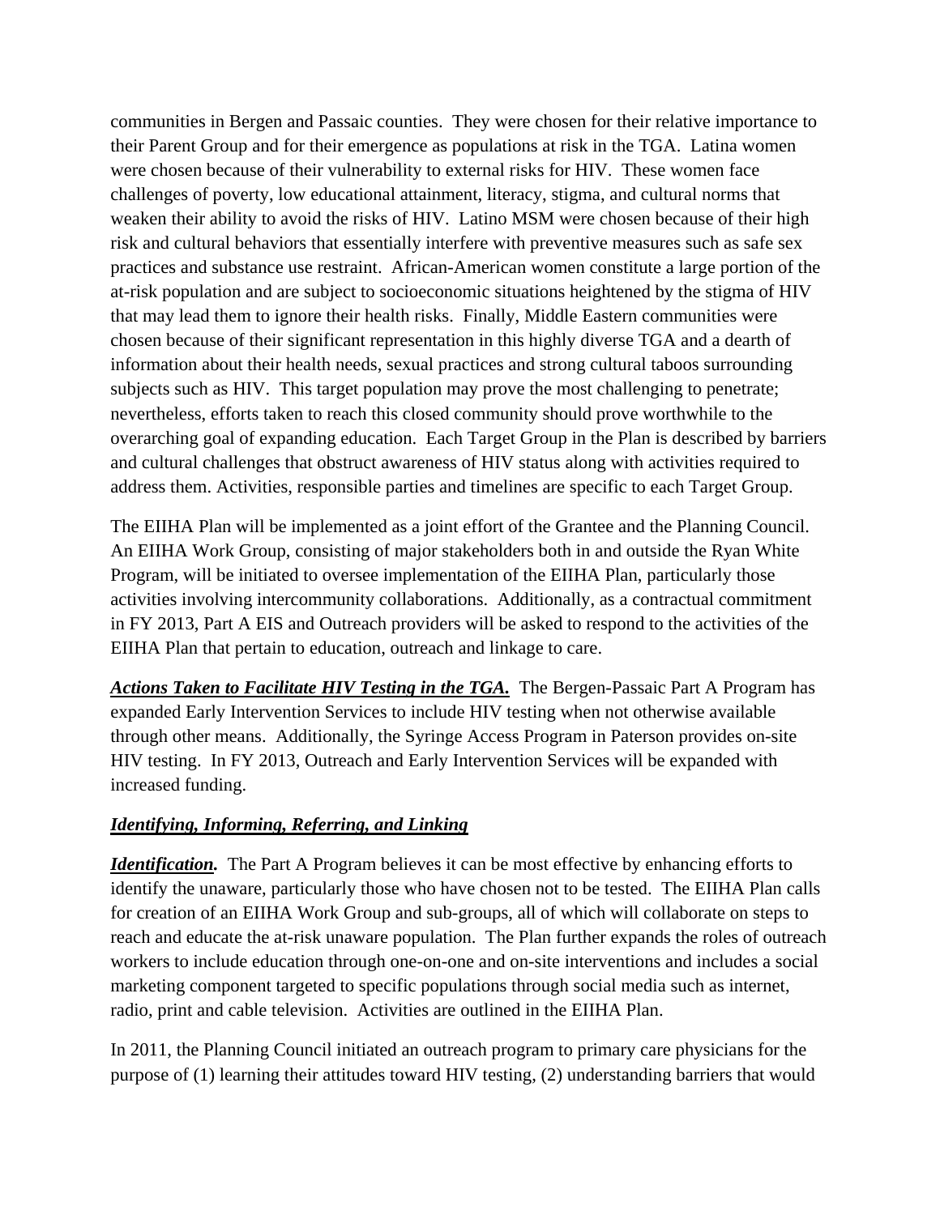communities in Bergen and Passaic counties. They were chosen for their relative importance to their Parent Group and for their emergence as populations at risk in the TGA. Latina women were chosen because of their vulnerability to external risks for HIV. These women face challenges of poverty, low educational attainment, literacy, stigma, and cultural norms that weaken their ability to avoid the risks of HIV. Latino MSM were chosen because of their high risk and cultural behaviors that essentially interfere with preventive measures such as safe sex practices and substance use restraint. African-American women constitute a large portion of the at-risk population and are subject to socioeconomic situations heightened by the stigma of HIV that may lead them to ignore their health risks. Finally, Middle Eastern communities were chosen because of their significant representation in this highly diverse TGA and a dearth of information about their health needs, sexual practices and strong cultural taboos surrounding subjects such as HIV. This target population may prove the most challenging to penetrate; nevertheless, efforts taken to reach this closed community should prove worthwhile to the overarching goal of expanding education. Each Target Group in the Plan is described by barriers and cultural challenges that obstruct awareness of HIV status along with activities required to address them. Activities, responsible parties and timelines are specific to each Target Group.

The EIIHA Plan will be implemented as a joint effort of the Grantee and the Planning Council. An EIIHA Work Group, consisting of major stakeholders both in and outside the Ryan White Program, will be initiated to oversee implementation of the EIIHA Plan, particularly those activities involving intercommunity collaborations. Additionally, as a contractual commitment in FY 2013, Part A EIS and Outreach providers will be asked to respond to the activities of the EIIHA Plan that pertain to education, outreach and linkage to care.

***Actions Taken to Facilitate HIV Testing in the TGA.*** The Bergen-Passaic Part A Program has expanded Early Intervention Services to include HIV testing when not otherwise available through other means. Additionally, the Syringe Access Program in Paterson provides on-site HIV testing. In FY 2013, Outreach and Early Intervention Services will be expanded with increased funding.

### ***Identifying, Informing, Referring, and Linking***

***Identification.*** The Part A Program believes it can be most effective by enhancing efforts to identify the unaware, particularly those who have chosen not to be tested. The EIIHA Plan calls for creation of an EIIHA Work Group and sub-groups, all of which will collaborate on steps to reach and educate the at-risk unaware population. The Plan further expands the roles of outreach workers to include education through one-on-one and on-site interventions and includes a social marketing component targeted to specific populations through social media such as internet, radio, print and cable television. Activities are outlined in the EIIHA Plan.

In 2011, the Planning Council initiated an outreach program to primary care physicians for the purpose of (1) learning their attitudes toward HIV testing, (2) understanding barriers that would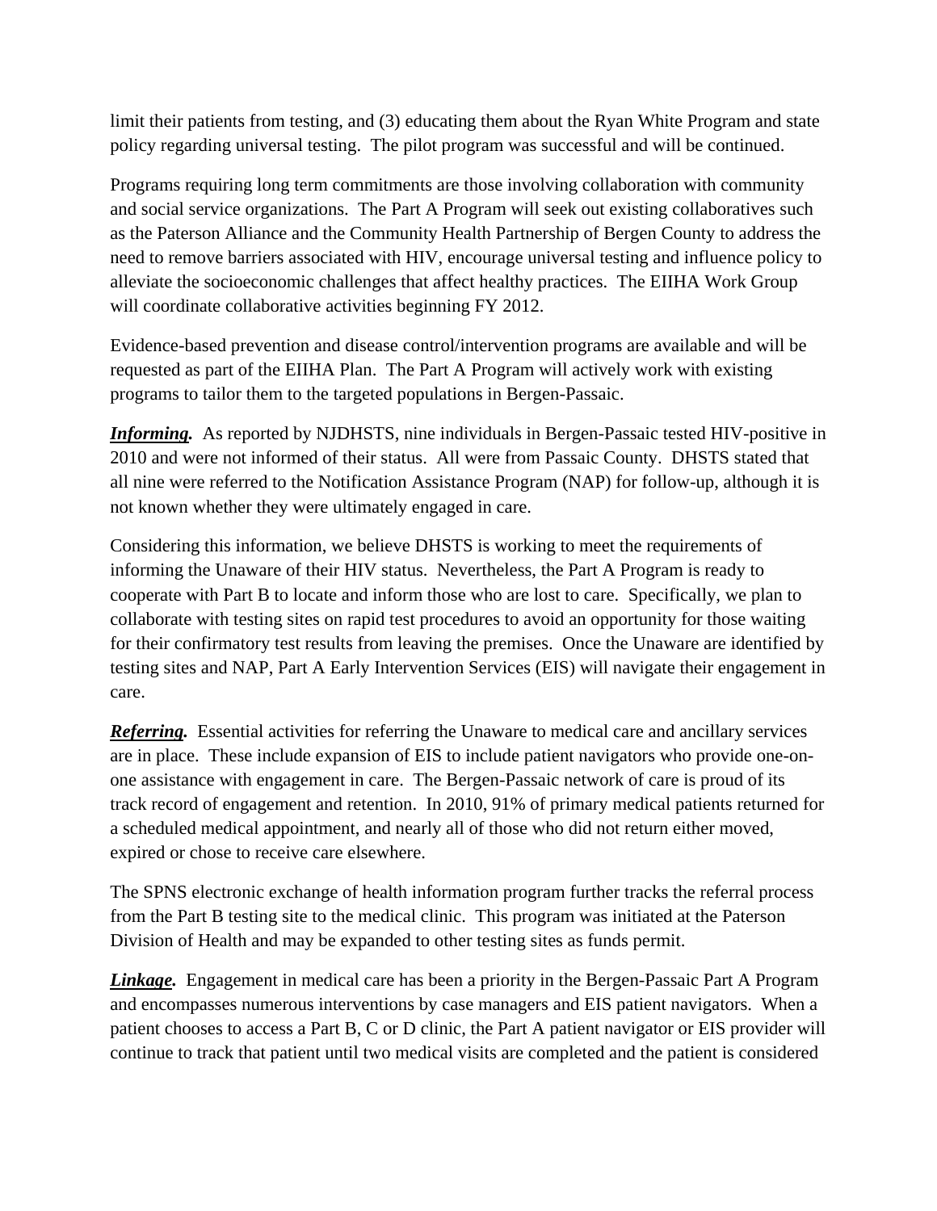limit their patients from testing, and (3) educating them about the Ryan White Program and state policy regarding universal testing. The pilot program was successful and will be continued.

Programs requiring long term commitments are those involving collaboration with community and social service organizations. The Part A Program will seek out existing collaboratives such as the Paterson Alliance and the Community Health Partnership of Bergen County to address the need to remove barriers associated with HIV, encourage universal testing and influence policy to alleviate the socioeconomic challenges that affect healthy practices. The EIIHA Work Group will coordinate collaborative activities beginning FY 2012.

Evidence-based prevention and disease control/intervention programs are available and will be requested as part of the EIIHA Plan. The Part A Program will actively work with existing programs to tailor them to the targeted populations in Bergen-Passaic.

***Informing.*** As reported by NJDHSTS, nine individuals in Bergen-Passaic tested HIV-positive in 2010 and were not informed of their status. All were from Passaic County. DHSTS stated that all nine were referred to the Notification Assistance Program (NAP) for follow-up, although it is not known whether they were ultimately engaged in care.

Considering this information, we believe DHSTS is working to meet the requirements of informing the Unaware of their HIV status. Nevertheless, the Part A Program is ready to cooperate with Part B to locate and inform those who are lost to care. Specifically, we plan to collaborate with testing sites on rapid test procedures to avoid an opportunity for those waiting for their confirmatory test results from leaving the premises. Once the Unaware are identified by testing sites and NAP, Part A Early Intervention Services (EIS) will navigate their engagement in care.

***Referring.*** Essential activities for referring the Unaware to medical care and ancillary services are in place. These include expansion of EIS to include patient navigators who provide one-on-one assistance with engagement in care. The Bergen-Passaic network of care is proud of its track record of engagement and retention. In 2010, 91% of primary medical patients returned for a scheduled medical appointment, and nearly all of those who did not return either moved, expired or chose to receive care elsewhere.

The SPNS electronic exchange of health information program further tracks the referral process from the Part B testing site to the medical clinic. This program was initiated at the Paterson Division of Health and may be expanded to other testing sites as funds permit.

***Linkage.*** Engagement in medical care has been a priority in the Bergen-Passaic Part A Program and encompasses numerous interventions by case managers and EIS patient navigators. When a patient chooses to access a Part B, C or D clinic, the Part A patient navigator or EIS provider will continue to track that patient until two medical visits are completed and the patient is considered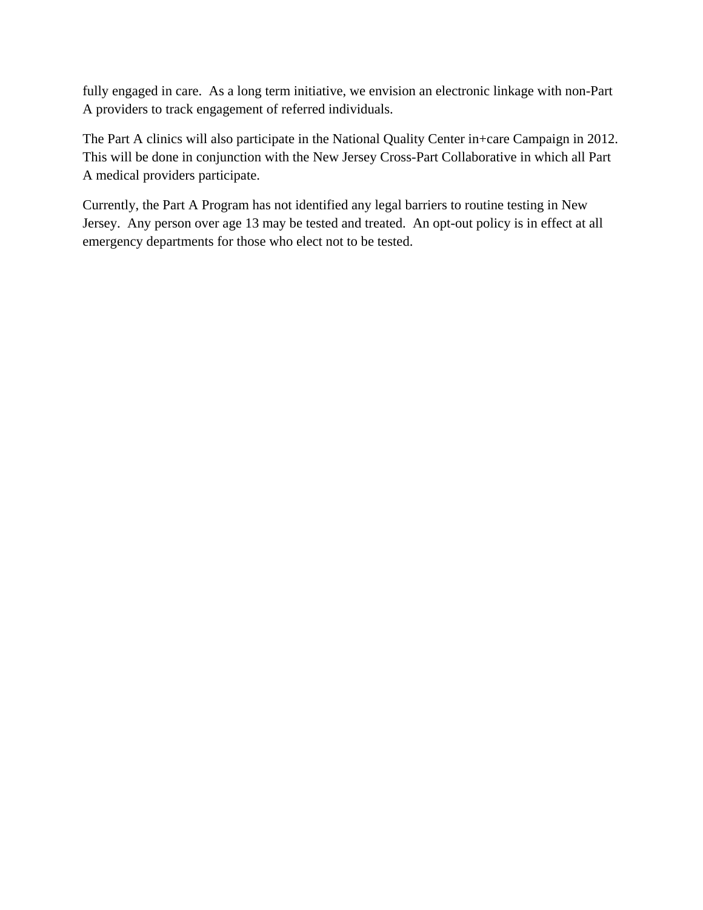fully engaged in care. As a long term initiative, we envision an electronic linkage with non-Part A providers to track engagement of referred individuals.

The Part A clinics will also participate in the National Quality Center in+care Campaign in 2012. This will be done in conjunction with the New Jersey Cross-Part Collaborative in which all Part A medical providers participate.

Currently, the Part A Program has not identified any legal barriers to routine testing in New Jersey. Any person over age 13 may be tested and treated. An opt-out policy is in effect at all emergency departments for those who elect not to be tested.